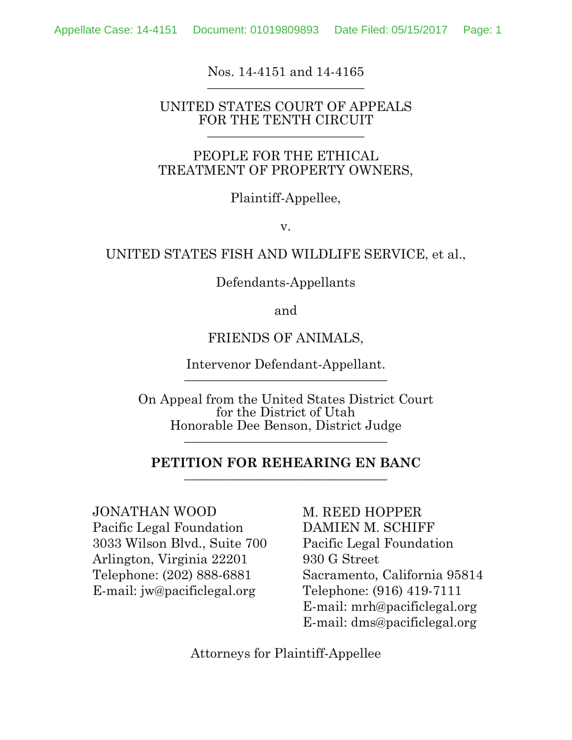Nos. 14-4151 and 14-4165

---

UNITED STATES COURT OF APPEALS
FOR THE TENTH CIRCUIT

---

PEOPLE FOR THE ETHICAL
TREATMENT OF PROPERTY OWNERS,

Plaintiff-Appellee,

v.

UNITED STATES FISH AND WILDLIFE SERVICE, et al.,

Defendants-Appellants

and

FRIENDS OF ANIMALS,

Intervenor Defendant-Appellant.

---

On Appeal from the United States District Court
for the District of Utah
Honorable Dee Benson, District Judge

---

**PETITION FOR REHEARING EN BANC**

---

JONATHAN WOOD
Pacific Legal Foundation
3033 Wilson Blvd., Suite 700
Arlington, Virginia 22201
Telephone: (202) 888-6881
E-mail: jw@pacificlegal.org

M. REED HOPPER
DAMIEN M. SCHIFF
Pacific Legal Foundation
930 G Street
Sacramento, California 95814
Telephone: (916) 419-7111
E-mail: mrh@pacificlegal.org
E-mail: dms@pacificlegal.org

Attorneys for Plaintiff-Appellee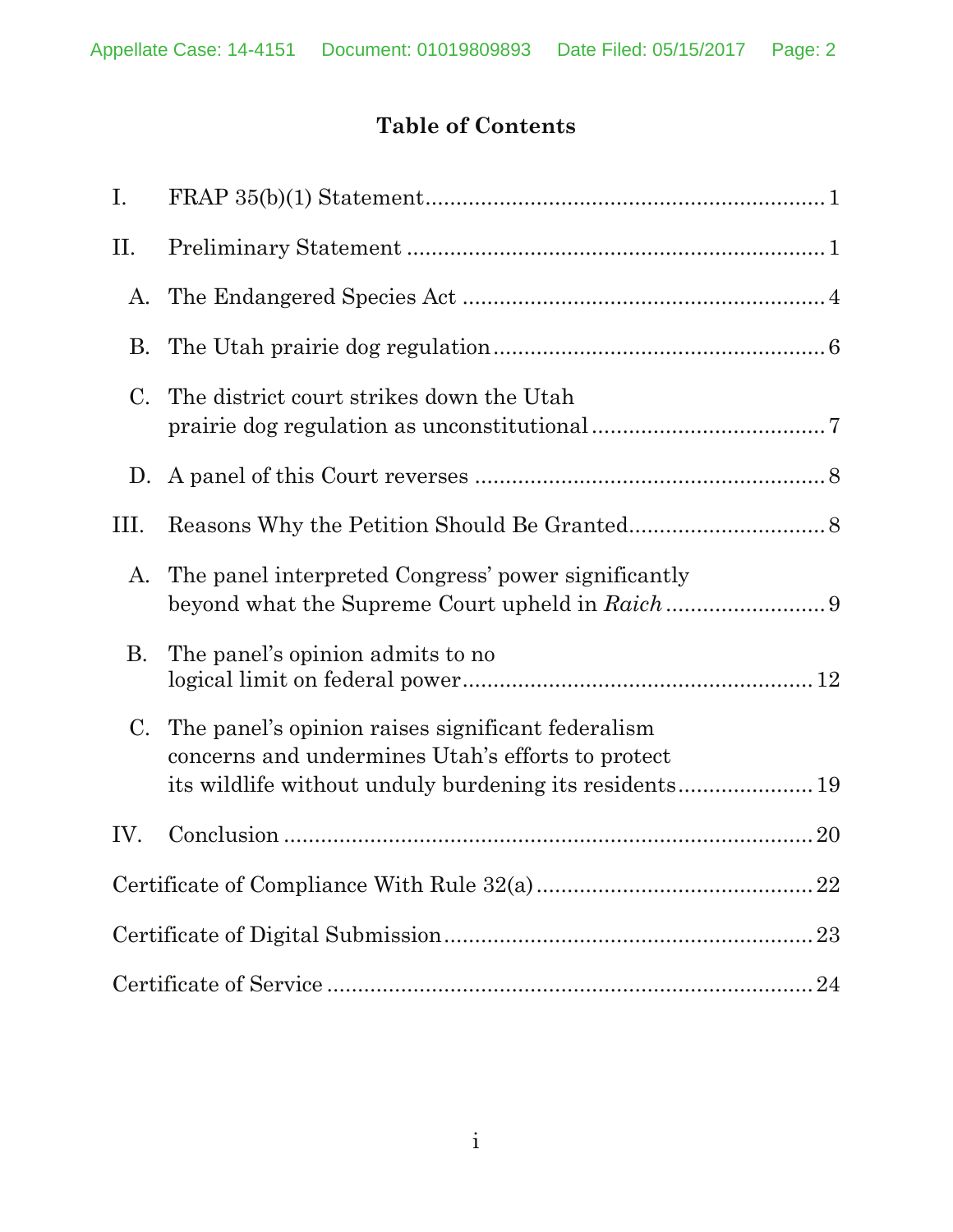# Table of Contents

| | | |
|---|---|---|
| I. | FRAP 35(b)(1) Statement | 1 |
| II. | Preliminary Statement | 1 |
| A. | The Endangered Species Act | 4 |
| B. | The Utah prairie dog regulation | 6 |
| C. | The district court strikes down the Utah prairie dog regulation as unconstitutional | 7 |
| D. | A panel of this Court reverses | 8 |
| III. | Reasons Why the Petition Should Be Granted | 8 |
| A. | The panel interpreted Congress' power significantly beyond what the Supreme Court upheld in *Raich* | 9 |
| B. | The panel's opinion admits to no logical limit on federal power | 12 |
| C. | The panel's opinion raises significant federalism concerns and undermines Utah's efforts to protect its wildlife without unduly burdening its residents | 19 |
| IV. | Conclusion | 20 |
| | Certificate of Compliance With Rule 32(a) | 22 |
| | Certificate of Digital Submission | 23 |
| | Certificate of Service | 24 |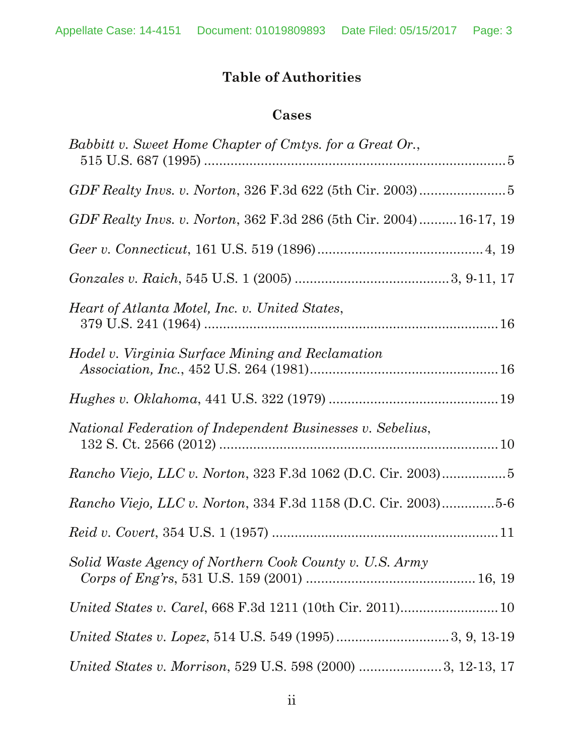# Table of Authorities

## Cases

*Babbitt v. Sweet Home Chapter of Cmtys. for a Great Or.*, 515 U.S. 687 (1995) .......... 5

*GDF Realty Invs. v. Norton*, 326 F.3d 622 (5th Cir. 2003) .......... 5

*GDF Realty Invs. v. Norton*, 362 F.3d 286 (5th Cir. 2004) .......... 16-17, 19

*Geer v. Connecticut*, 161 U.S. 519 (1896) .......... 4, 19

*Gonzales v. Raich*, 545 U.S. 1 (2005) .......... 3, 9-11, 17

*Heart of Atlanta Motel, Inc. v. United States*, 379 U.S. 241 (1964) .......... 16

*Hodel v. Virginia Surface Mining and Reclamation Association, Inc.*, 452 U.S. 264 (1981) .......... 16

*Hughes v. Oklahoma*, 441 U.S. 322 (1979) .......... 19

*National Federation of Independent Businesses v. Sebelius*, 132 S. Ct. 2566 (2012) .......... 10

*Rancho Viejo, LLC v. Norton*, 323 F.3d 1062 (D.C. Cir. 2003) .......... 5

*Rancho Viejo, LLC v. Norton*, 334 F.3d 1158 (D.C. Cir. 2003) .......... 5-6

*Reid v. Covert*, 354 U.S. 1 (1957) .......... 11

*Solid Waste Agency of Northern Cook County v. U.S. Army Corps of Eng'rs*, 531 U.S. 159 (2001) .......... 16, 19

*United States v. Carel*, 668 F.3d 1211 (10th Cir. 2011) .......... 10

*United States v. Lopez*, 514 U.S. 549 (1995) .......... 3, 9, 13-19

*United States v. Morrison*, 529 U.S. 598 (2000) .......... 3, 12-13, 17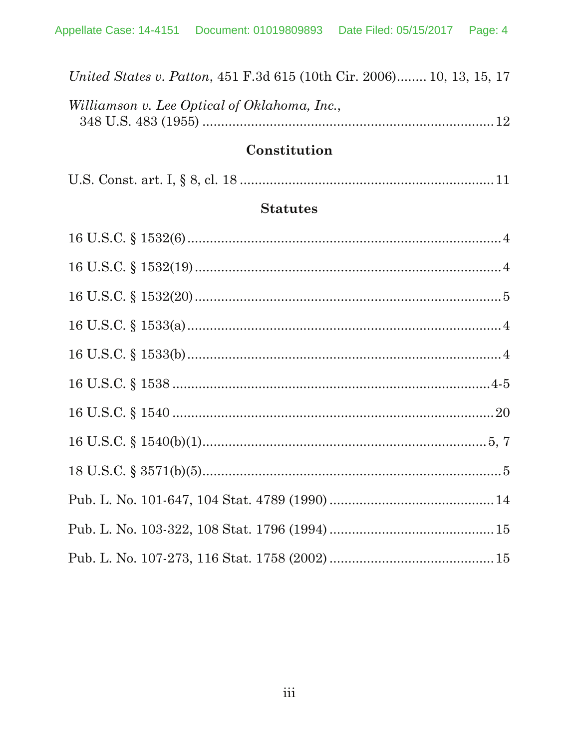*United States v. Patton*, 451 F.3d 615 (10th Cir. 2006)........ 10, 13, 15, 17

*Williamson v. Lee Optical of Oklahoma, Inc.*,
348 U.S. 483 (1955) .......................................................................... 12

## Constitution

U.S. Const. art. I, § 8, cl. 18 .................................................................. 11

## Statutes

16 U.S.C. § 1532(6) .................................................................................. 4

16 U.S.C. § 1532(19) ................................................................................ 4

16 U.S.C. § 1532(20) ................................................................................ 5

16 U.S.C. § 1533(a) .................................................................................. 4

16 U.S.C. § 1533(b) .................................................................................. 4

16 U.S.C. § 1538 .................................................................................. 4-5

16 U.S.C. § 1540 .................................................................................... 20

16 U.S.C. § 1540(b)(1) ........................................................................ 5, 7

18 U.S.C. § 3571(b)(5) .............................................................................. 5

Pub. L. No. 101-647, 104 Stat. 4789 (1990) ........................................... 14

Pub. L. No. 103-322, 108 Stat. 1796 (1994) ........................................... 15

Pub. L. No. 107-273, 116 Stat. 1758 (2002) ........................................... 15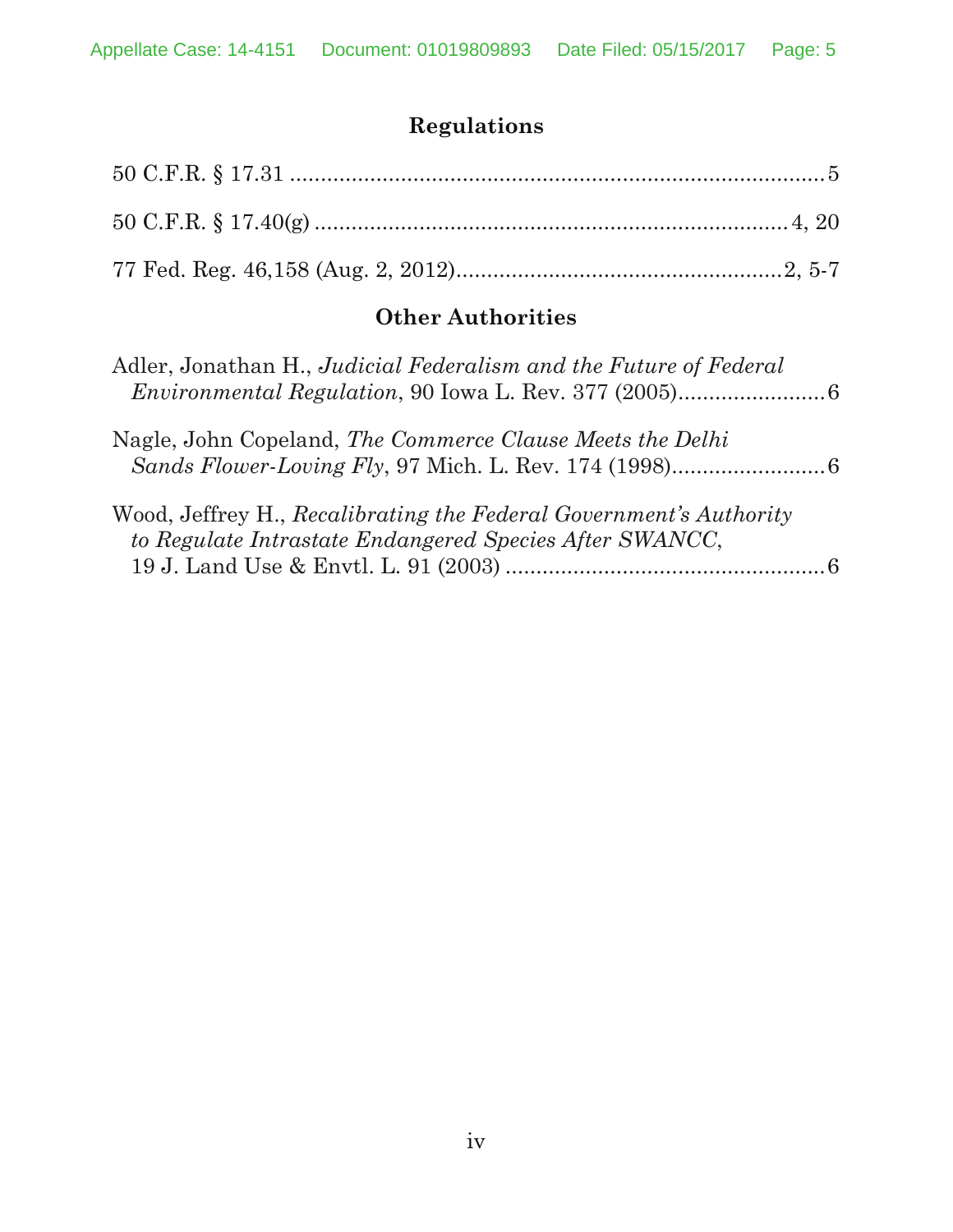## Regulations

50 C.F.R. § 17.31 .......................................................................................... 5

50 C.F.R. § 17.40(g) ................................................................................. 4, 20

77 Fed. Reg. 46,158 (Aug. 2, 2012) ..................................................... 2, 5-7

## Other Authorities

Adler, Jonathan H., *Judicial Federalism and the Future of Federal Environmental Regulation*, 90 Iowa L. Rev. 377 (2005) ........................ 6

Nagle, John Copeland, *The Commerce Clause Meets the Delhi Sands Flower-Loving Fly*, 97 Mich. L. Rev. 174 (1998) ......................... 6

Wood, Jeffrey H., *Recalibrating the Federal Government's Authority to Regulate Intrastate Endangered Species After SWANCC*, 19 J. Land Use & Envtl. L. 91 (2003) .................................................... 6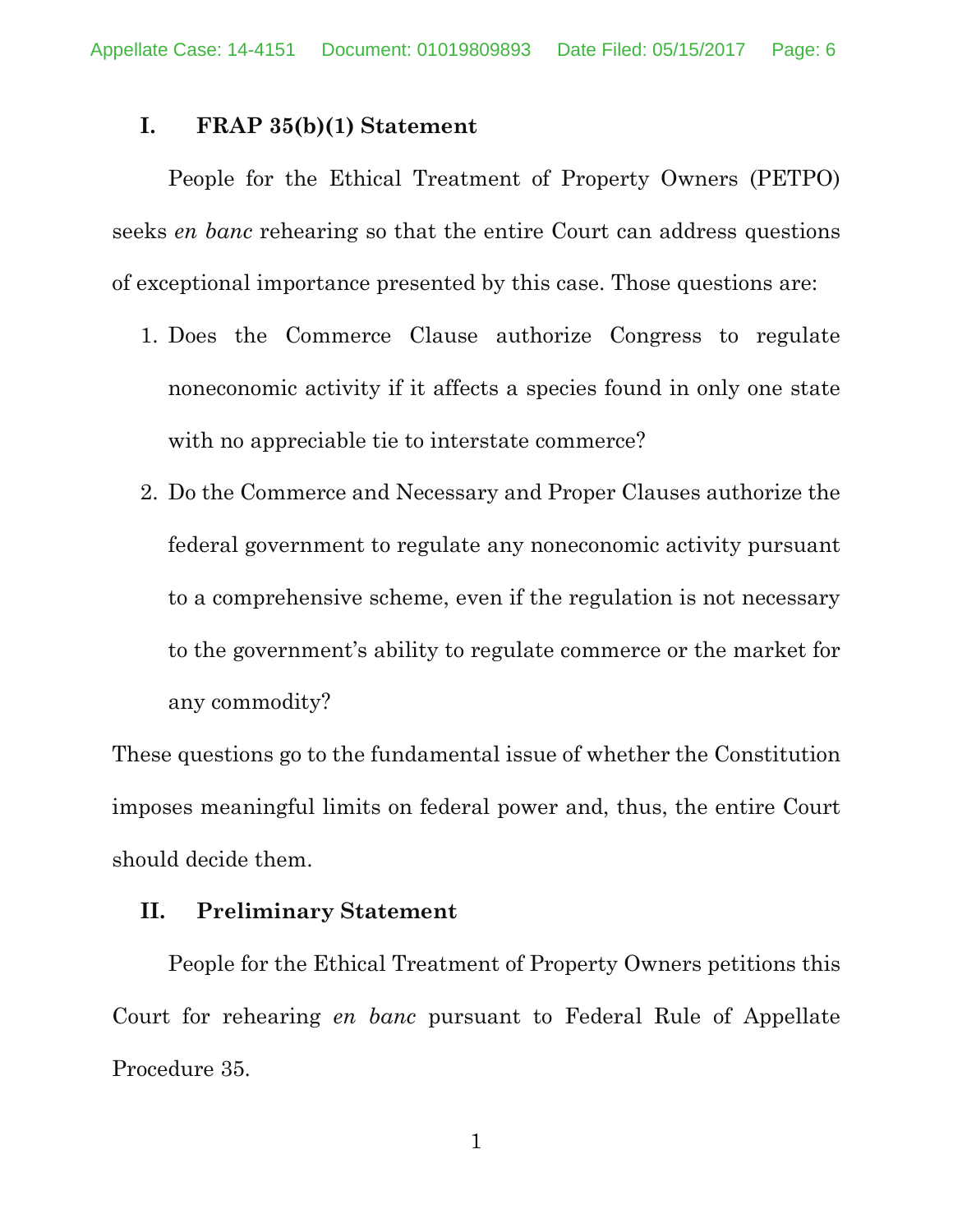## I. FRAP 35(b)(1) Statement

People for the Ethical Treatment of Property Owners (PETPO) seeks *en banc* rehearing so that the entire Court can address questions of exceptional importance presented by this case. Those questions are:

1. Does the Commerce Clause authorize Congress to regulate noneconomic activity if it affects a species found in only one state with no appreciable tie to interstate commerce?
2. Do the Commerce and Necessary and Proper Clauses authorize the federal government to regulate any noneconomic activity pursuant to a comprehensive scheme, even if the regulation is not necessary to the government's ability to regulate commerce or the market for any commodity?

These questions go to the fundamental issue of whether the Constitution imposes meaningful limits on federal power and, thus, the entire Court should decide them.

## II. Preliminary Statement

People for the Ethical Treatment of Property Owners petitions this Court for rehearing *en banc* pursuant to Federal Rule of Appellate Procedure 35.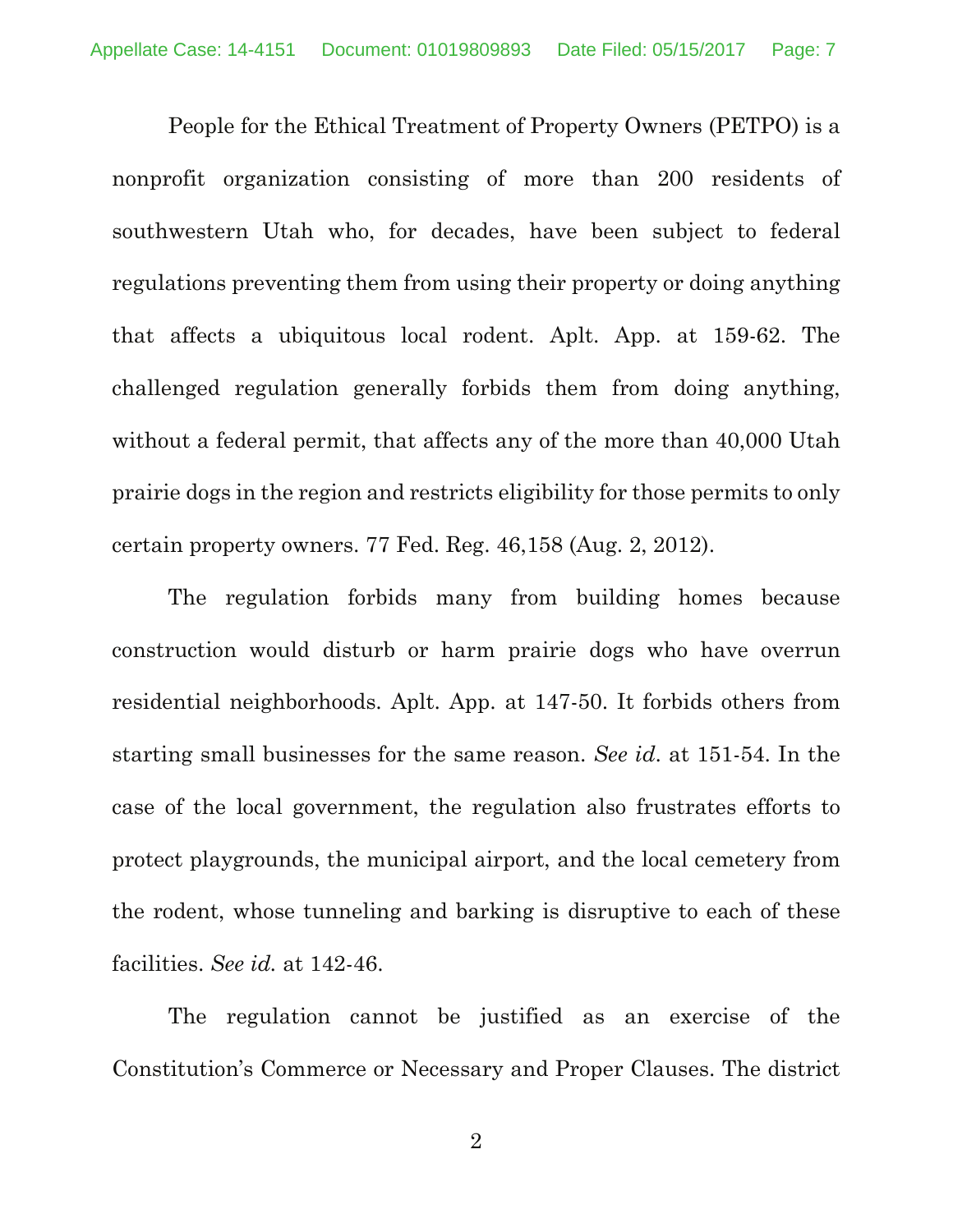People for the Ethical Treatment of Property Owners (PETPO) is a nonprofit organization consisting of more than 200 residents of southwestern Utah who, for decades, have been subject to federal regulations preventing them from using their property or doing anything that affects a ubiquitous local rodent. Aplt. App. at 159-62. The challenged regulation generally forbids them from doing anything, without a federal permit, that affects any of the more than 40,000 Utah prairie dogs in the region and restricts eligibility for those permits to only certain property owners. 77 Fed. Reg. 46,158 (Aug. 2, 2012).

The regulation forbids many from building homes because construction would disturb or harm prairie dogs who have overrun residential neighborhoods. Aplt. App. at 147-50. It forbids others from starting small businesses for the same reason. *See id.* at 151-54. In the case of the local government, the regulation also frustrates efforts to protect playgrounds, the municipal airport, and the local cemetery from the rodent, whose tunneling and barking is disruptive to each of these facilities. *See id.* at 142-46.

The regulation cannot be justified as an exercise of the Constitution's Commerce or Necessary and Proper Clauses. The district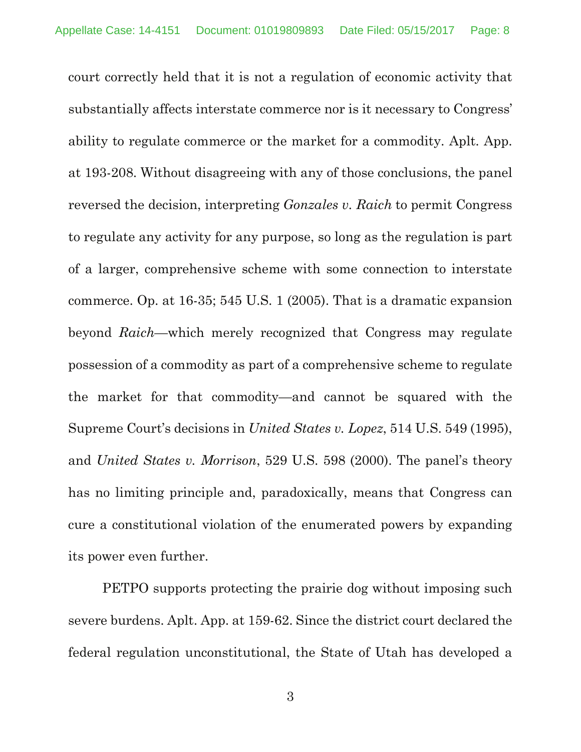court correctly held that it is not a regulation of economic activity that substantially affects interstate commerce nor is it necessary to Congress' ability to regulate commerce or the market for a commodity. Aplt. App. at 193-208. Without disagreeing with any of those conclusions, the panel reversed the decision, interpreting *Gonzales v. Raich* to permit Congress to regulate any activity for any purpose, so long as the regulation is part of a larger, comprehensive scheme with some connection to interstate commerce. Op. at 16-35; 545 U.S. 1 (2005). That is a dramatic expansion beyond *Raich*—which merely recognized that Congress may regulate possession of a commodity as part of a comprehensive scheme to regulate the market for that commodity—and cannot be squared with the Supreme Court's decisions in *United States v. Lopez*, 514 U.S. 549 (1995), and *United States v. Morrison*, 529 U.S. 598 (2000). The panel's theory has no limiting principle and, paradoxically, means that Congress can cure a constitutional violation of the enumerated powers by expanding its power even further.

PETPO supports protecting the prairie dog without imposing such severe burdens. Aplt. App. at 159-62. Since the district court declared the federal regulation unconstitutional, the State of Utah has developed a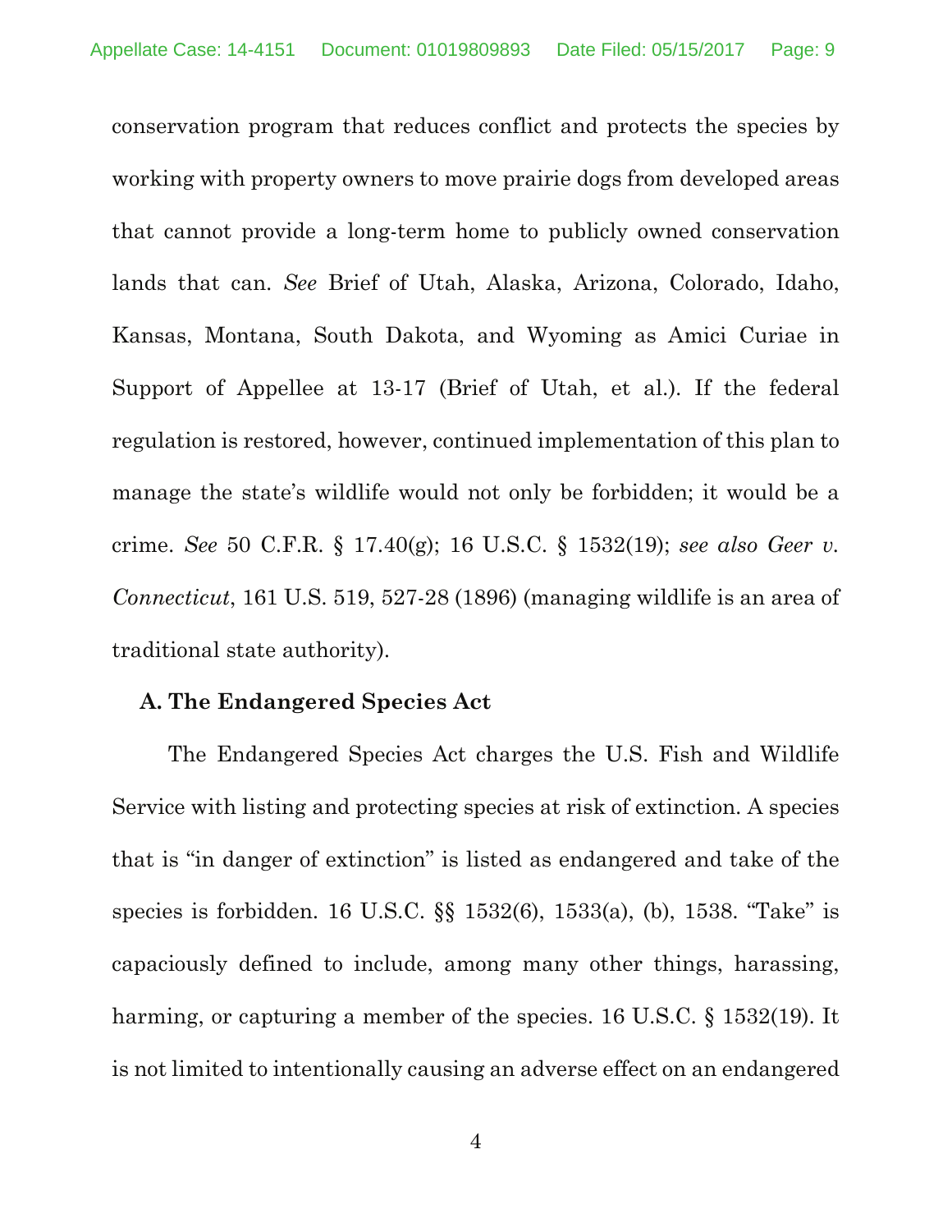conservation program that reduces conflict and protects the species by working with property owners to move prairie dogs from developed areas that cannot provide a long-term home to publicly owned conservation lands that can. *See* Brief of Utah, Alaska, Arizona, Colorado, Idaho, Kansas, Montana, South Dakota, and Wyoming as Amici Curiae in Support of Appellee at 13-17 (Brief of Utah, et al.). If the federal regulation is restored, however, continued implementation of this plan to manage the state's wildlife would not only be forbidden; it would be a crime. *See* 50 C.F.R. § 17.40(g); 16 U.S.C. § 1532(19); *see also Geer v. Connecticut*, 161 U.S. 519, 527-28 (1896) (managing wildlife is an area of traditional state authority).

### A. The Endangered Species Act

The Endangered Species Act charges the U.S. Fish and Wildlife Service with listing and protecting species at risk of extinction. A species that is "in danger of extinction" is listed as endangered and take of the species is forbidden. 16 U.S.C. §§ 1532(6), 1533(a), (b), 1538. "Take" is capaciously defined to include, among many other things, harassing, harming, or capturing a member of the species. 16 U.S.C. § 1532(19). It is not limited to intentionally causing an adverse effect on an endangered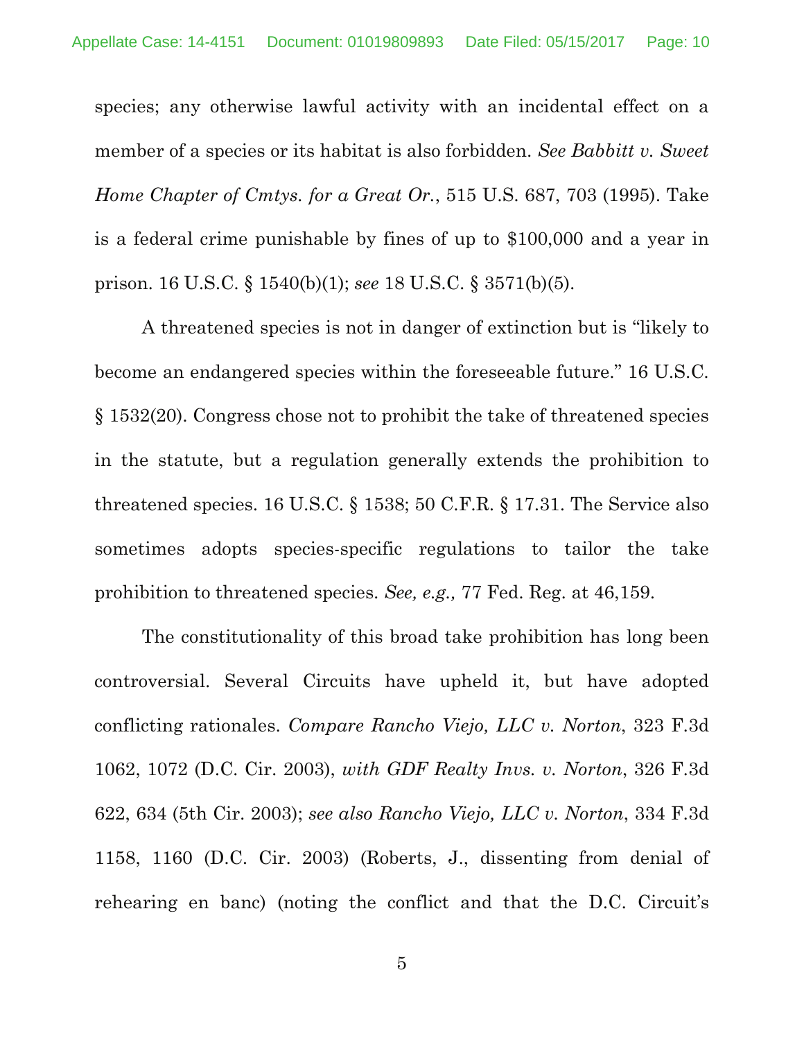species; any otherwise lawful activity with an incidental effect on a member of a species or its habitat is also forbidden. *See Babbitt v. Sweet Home Chapter of Cmtys. for a Great Or.*, 515 U.S. 687, 703 (1995). Take is a federal crime punishable by fines of up to $100,000 and a year in prison. 16 U.S.C. § 1540(b)(1); *see* 18 U.S.C. § 3571(b)(5).

A threatened species is not in danger of extinction but is "likely to become an endangered species within the foreseeable future." 16 U.S.C. § 1532(20). Congress chose not to prohibit the take of threatened species in the statute, but a regulation generally extends the prohibition to threatened species. 16 U.S.C. § 1538; 50 C.F.R. § 17.31. The Service also sometimes adopts species-specific regulations to tailor the take prohibition to threatened species. *See, e.g.,* 77 Fed. Reg. at 46,159.

The constitutionality of this broad take prohibition has long been controversial. Several Circuits have upheld it, but have adopted conflicting rationales. *Compare Rancho Viejo, LLC v. Norton*, 323 F.3d 1062, 1072 (D.C. Cir. 2003), *with GDF Realty Invs. v. Norton*, 326 F.3d 622, 634 (5th Cir. 2003); *see also Rancho Viejo, LLC v. Norton*, 334 F.3d 1158, 1160 (D.C. Cir. 2003) (Roberts, J., dissenting from denial of rehearing en banc) (noting the conflict and that the D.C. Circuit's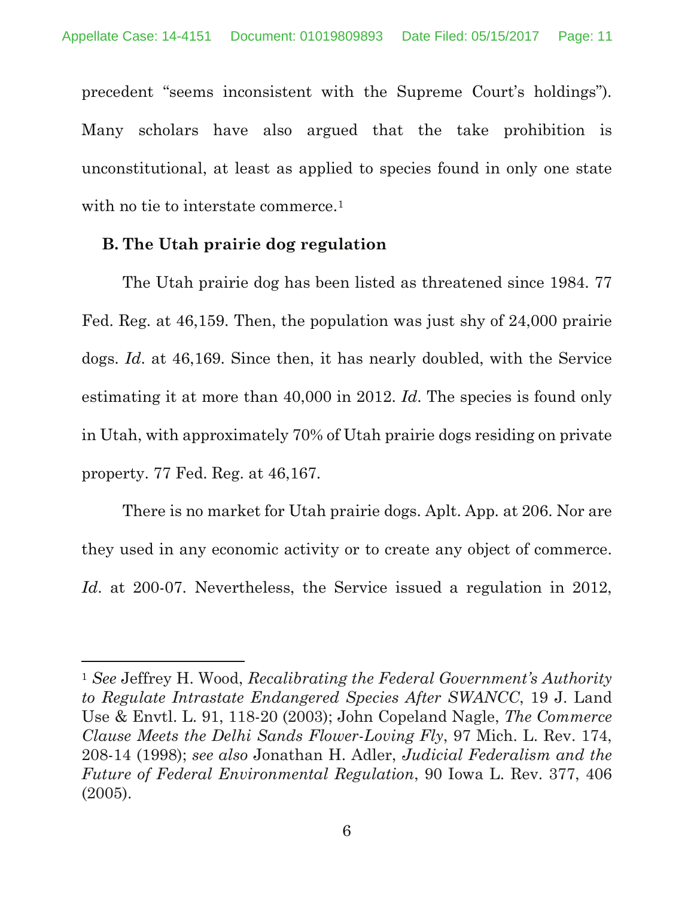precedent "seems inconsistent with the Supreme Court's holdings"). Many scholars have also argued that the take prohibition is unconstitutional, at least as applied to species found in only one state with no tie to interstate commerce.[1]

### B. The Utah prairie dog regulation

The Utah prairie dog has been listed as threatened since 1984. 77 Fed. Reg. at 46,159. Then, the population was just shy of 24,000 prairie dogs. *Id*. at 46,169. Since then, it has nearly doubled, with the Service estimating it at more than 40,000 in 2012. *Id*. The species is found only in Utah, with approximately 70% of Utah prairie dogs residing on private property. 77 Fed. Reg. at 46,167.

There is no market for Utah prairie dogs. Aplt. App. at 206. Nor are they used in any economic activity or to create any object of commerce. *Id*. at 200-07. Nevertheless, the Service issued a regulation in 2012,

---

[1] *See* Jeffrey H. Wood, *Recalibrating the Federal Government's Authority to Regulate Intrastate Endangered Species After SWANCC*, 19 J. Land Use & Envtl. L. 91, 118-20 (2003); John Copeland Nagle, *The Commerce Clause Meets the Delhi Sands Flower-Loving Fly*, 97 Mich. L. Rev. 174, 208-14 (1998); *see also* Jonathan H. Adler, *Judicial Federalism and the Future of Federal Environmental Regulation*, 90 Iowa L. Rev. 377, 406 (2005).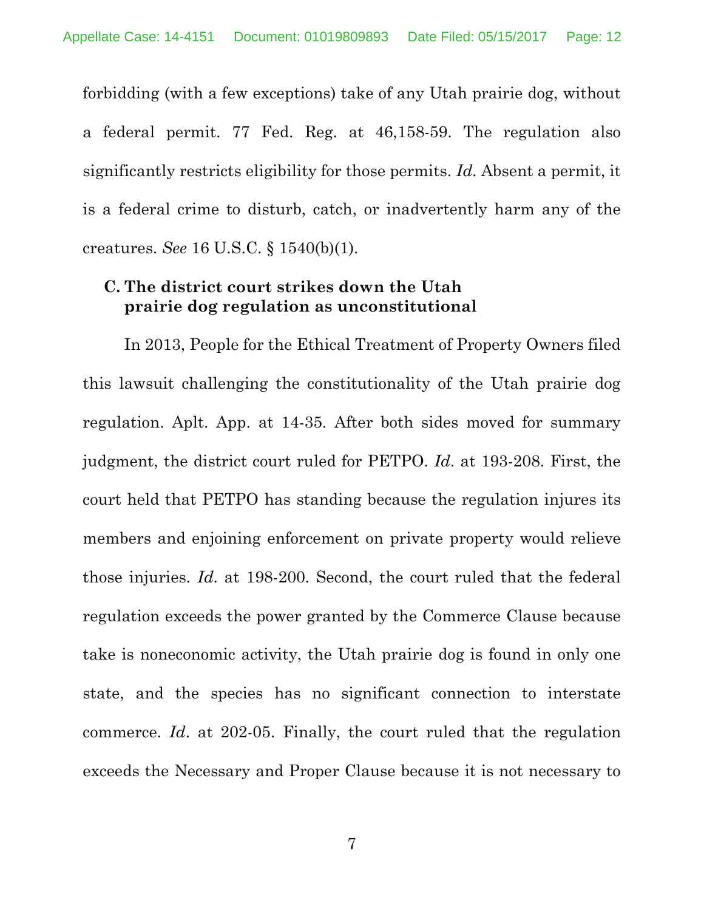forbidding (with a few exceptions) take of any Utah prairie dog, without a federal permit. 77 Fed. Reg. at 46,158-59. The regulation also significantly restricts eligibility for those permits. *Id.* Absent a permit, it is a federal crime to disturb, catch, or inadvertently harm any of the creatures. *See* 16 U.S.C. § 1540(b)(1).

### C. The district court strikes down the Utah prairie dog regulation as unconstitutional

In 2013, People for the Ethical Treatment of Property Owners filed this lawsuit challenging the constitutionality of the Utah prairie dog regulation. Aplt. App. at 14-35. After both sides moved for summary judgment, the district court ruled for PETPO. *Id.* at 193-208. First, the court held that PETPO has standing because the regulation injures its members and enjoining enforcement on private property would relieve those injuries. *Id.* at 198-200. Second, the court ruled that the federal regulation exceeds the power granted by the Commerce Clause because take is noneconomic activity, the Utah prairie dog is found in only one state, and the species has no significant connection to interstate commerce. *Id.* at 202-05. Finally, the court ruled that the regulation exceeds the Necessary and Proper Clause because it is not necessary to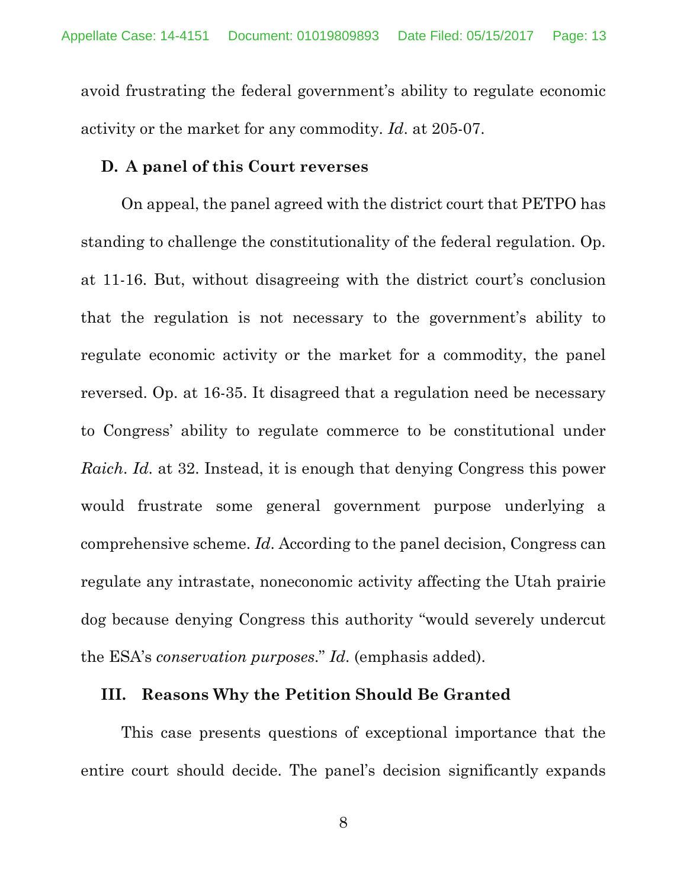avoid frustrating the federal government's ability to regulate economic activity or the market for any commodity. *Id*. at 205-07.

### D. A panel of this Court reverses

On appeal, the panel agreed with the district court that PETPO has standing to challenge the constitutionality of the federal regulation. Op. at 11-16. But, without disagreeing with the district court's conclusion that the regulation is not necessary to the government's ability to regulate economic activity or the market for a commodity, the panel reversed. Op. at 16-35. It disagreed that a regulation need be necessary to Congress' ability to regulate commerce to be constitutional under *Raich*. *Id*. at 32. Instead, it is enough that denying Congress this power would frustrate some general government purpose underlying a comprehensive scheme. *Id*. According to the panel decision, Congress can regulate any intrastate, noneconomic activity affecting the Utah prairie dog because denying Congress this authority "would severely undercut the ESA's *conservation purposes*." *Id*. (emphasis added).

## III. Reasons Why the Petition Should Be Granted

This case presents questions of exceptional importance that the entire court should decide. The panel's decision significantly expands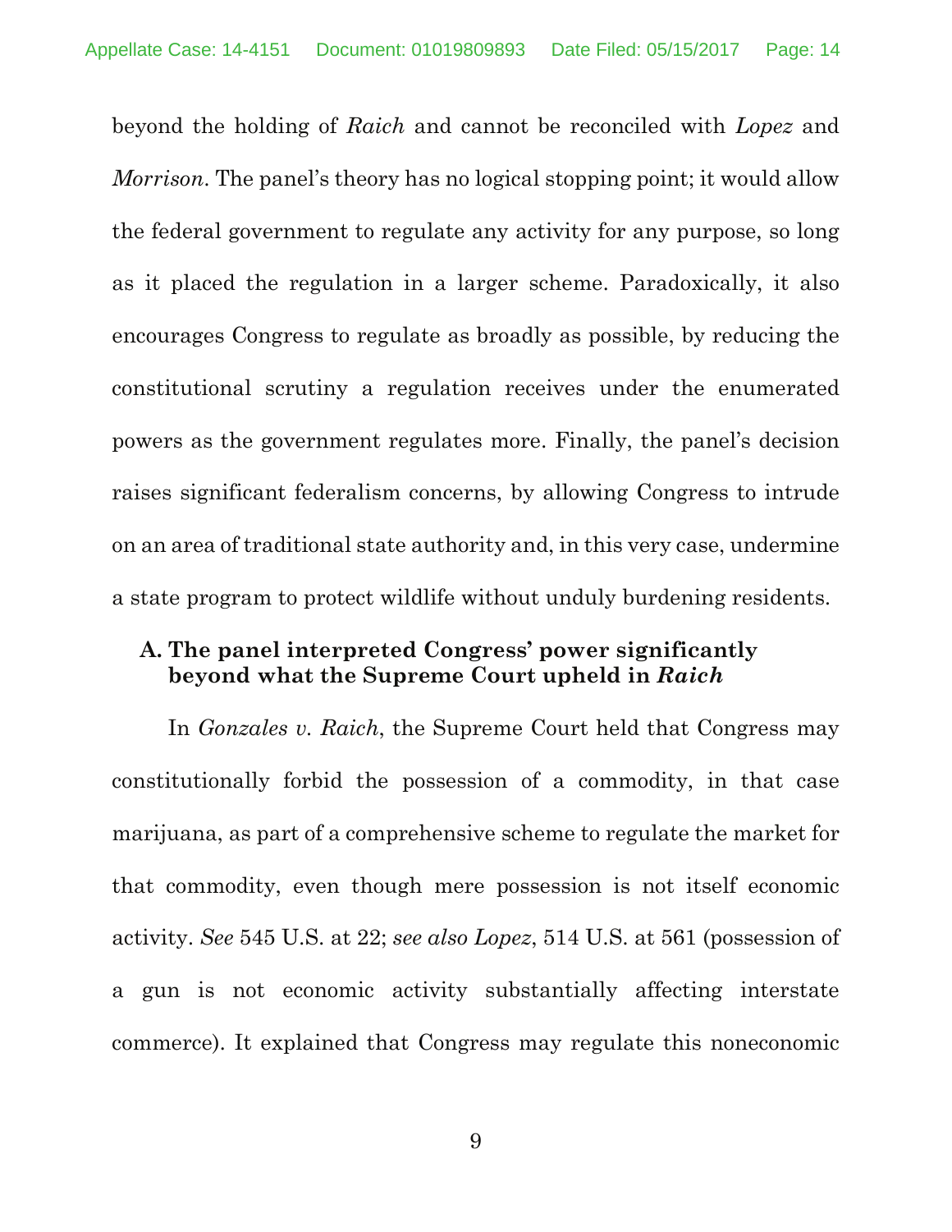beyond the holding of *Raich* and cannot be reconciled with *Lopez* and *Morrison*. The panel's theory has no logical stopping point; it would allow the federal government to regulate any activity for any purpose, so long as it placed the regulation in a larger scheme. Paradoxically, it also encourages Congress to regulate as broadly as possible, by reducing the constitutional scrutiny a regulation receives under the enumerated powers as the government regulates more. Finally, the panel's decision raises significant federalism concerns, by allowing Congress to intrude on an area of traditional state authority and, in this very case, undermine a state program to protect wildlife without unduly burdening residents.

### A. The panel interpreted Congress' power significantly beyond what the Supreme Court upheld in *Raich*

In *Gonzales v. Raich*, the Supreme Court held that Congress may constitutionally forbid the possession of a commodity, in that case marijuana, as part of a comprehensive scheme to regulate the market for that commodity, even though mere possession is not itself economic activity. *See* 545 U.S. at 22; *see also Lopez*, 514 U.S. at 561 (possession of a gun is not economic activity substantially affecting interstate commerce). It explained that Congress may regulate this noneconomic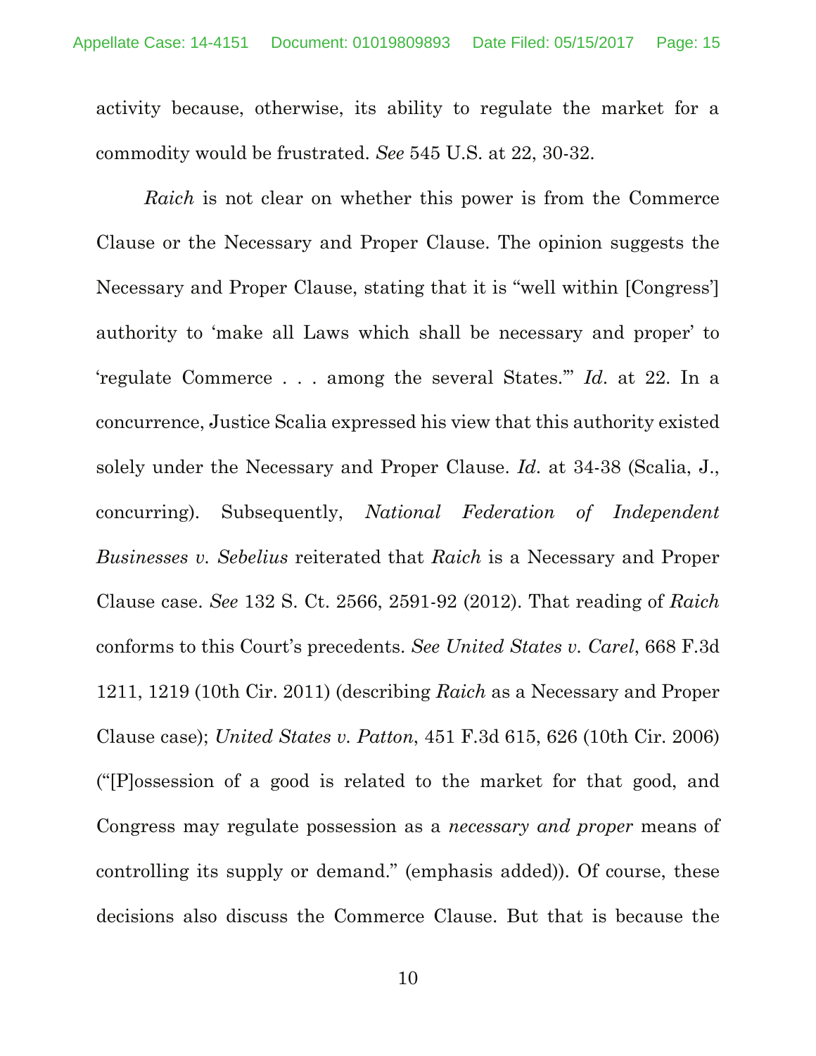activity because, otherwise, its ability to regulate the market for a commodity would be frustrated. *See* 545 U.S. at 22, 30-32.

*Raich* is not clear on whether this power is from the Commerce Clause or the Necessary and Proper Clause. The opinion suggests the Necessary and Proper Clause, stating that it is "well within [Congress'] authority to 'make all Laws which shall be necessary and proper' to 'regulate Commerce . . . among the several States.'" *Id*. at 22. In a concurrence, Justice Scalia expressed his view that this authority existed solely under the Necessary and Proper Clause. *Id*. at 34-38 (Scalia, J., concurring). Subsequently, *National Federation of Independent Businesses v. Sebelius* reiterated that *Raich* is a Necessary and Proper Clause case. *See* 132 S. Ct. 2566, 2591-92 (2012). That reading of *Raich* conforms to this Court's precedents. *See United States v. Carel*, 668 F.3d 1211, 1219 (10th Cir. 2011) (describing *Raich* as a Necessary and Proper Clause case); *United States v. Patton*, 451 F.3d 615, 626 (10th Cir. 2006) ("[P]ossession of a good is related to the market for that good, and Congress may regulate possession as a *necessary and proper* means of controlling its supply or demand." (emphasis added)). Of course, these decisions also discuss the Commerce Clause. But that is because the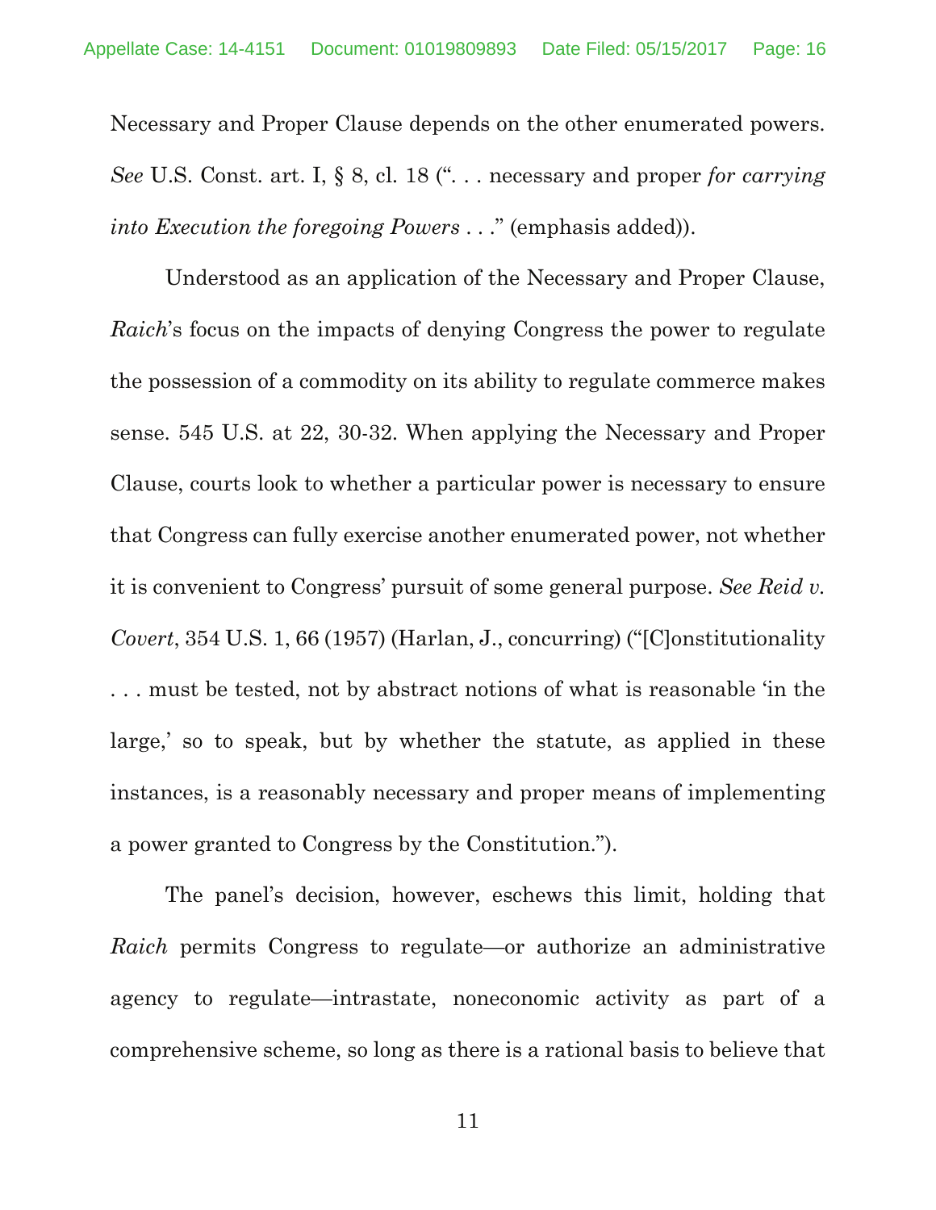Necessary and Proper Clause depends on the other enumerated powers. *See* U.S. Const. art. I, § 8, cl. 18 (". . . necessary and proper *for carrying into Execution the foregoing Powers* . . ." (emphasis added)).

Understood as an application of the Necessary and Proper Clause, *Raich*'s focus on the impacts of denying Congress the power to regulate the possession of a commodity on its ability to regulate commerce makes sense. 545 U.S. at 22, 30-32. When applying the Necessary and Proper Clause, courts look to whether a particular power is necessary to ensure that Congress can fully exercise another enumerated power, not whether it is convenient to Congress' pursuit of some general purpose. *See Reid v. Covert*, 354 U.S. 1, 66 (1957) (Harlan, J., concurring) ("[C]onstitutionality . . . must be tested, not by abstract notions of what is reasonable 'in the large,' so to speak, but by whether the statute, as applied in these instances, is a reasonably necessary and proper means of implementing a power granted to Congress by the Constitution.").

The panel's decision, however, eschews this limit, holding that *Raich* permits Congress to regulate—or authorize an administrative agency to regulate—intrastate, noneconomic activity as part of a comprehensive scheme, so long as there is a rational basis to believe that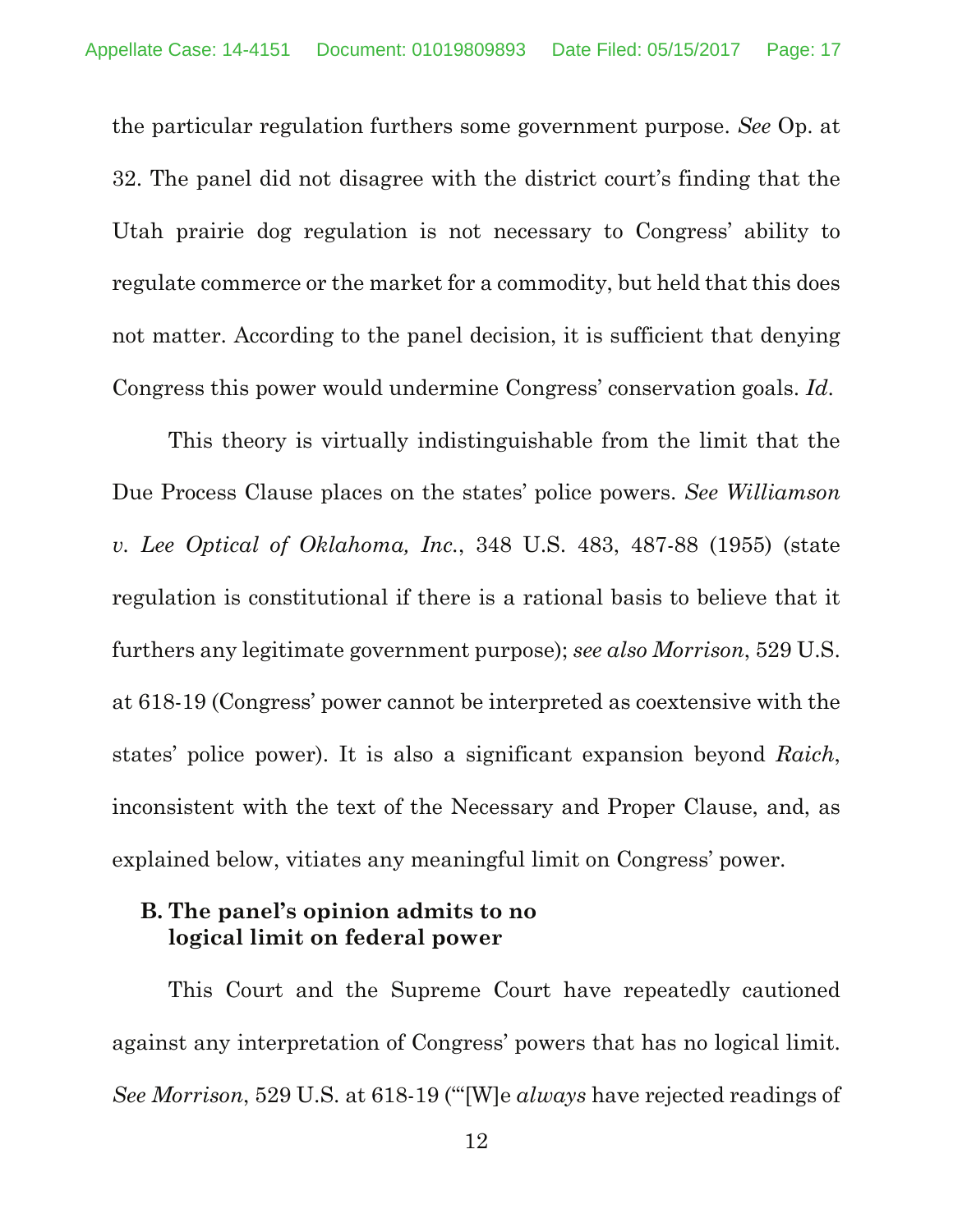the particular regulation furthers some government purpose. *See* Op. at 32. The panel did not disagree with the district court's finding that the Utah prairie dog regulation is not necessary to Congress' ability to regulate commerce or the market for a commodity, but held that this does not matter. According to the panel decision, it is sufficient that denying Congress this power would undermine Congress' conservation goals. *Id*.

This theory is virtually indistinguishable from the limit that the Due Process Clause places on the states' police powers. *See Williamson v. Lee Optical of Oklahoma, Inc.*, 348 U.S. 483, 487-88 (1955) (state regulation is constitutional if there is a rational basis to believe that it furthers any legitimate government purpose); *see also Morrison*, 529 U.S. at 618-19 (Congress' power cannot be interpreted as coextensive with the states' police power). It is also a significant expansion beyond *Raich*, inconsistent with the text of the Necessary and Proper Clause, and, as explained below, vitiates any meaningful limit on Congress' power.

### B. The panel's opinion admits to no logical limit on federal power

This Court and the Supreme Court have repeatedly cautioned against any interpretation of Congress' powers that has no logical limit. *See Morrison*, 529 U.S. at 618-19 ("'[W]e *always* have rejected readings of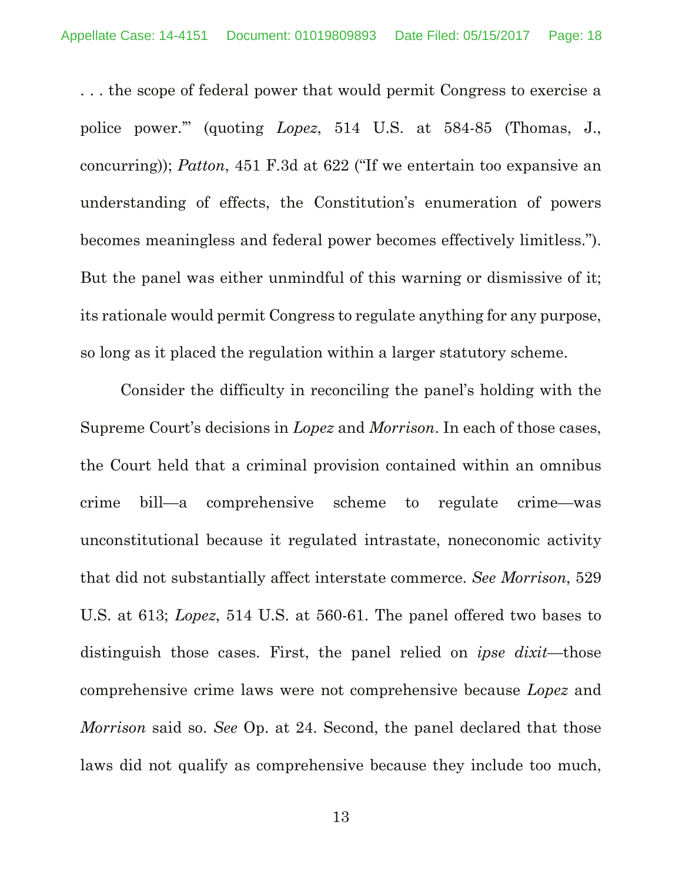. . . the scope of federal power that would permit Congress to exercise a police power.'" (quoting *Lopez*, 514 U.S. at 584-85 (Thomas, J., concurring)); *Patton*, 451 F.3d at 622 ("If we entertain too expansive an understanding of effects, the Constitution's enumeration of powers becomes meaningless and federal power becomes effectively limitless."). But the panel was either unmindful of this warning or dismissive of it; its rationale would permit Congress to regulate anything for any purpose, so long as it placed the regulation within a larger statutory scheme.

Consider the difficulty in reconciling the panel's holding with the Supreme Court's decisions in *Lopez* and *Morrison*. In each of those cases, the Court held that a criminal provision contained within an omnibus crime bill—a comprehensive scheme to regulate crime—was unconstitutional because it regulated intrastate, noneconomic activity that did not substantially affect interstate commerce. *See Morrison*, 529 U.S. at 613; *Lopez*, 514 U.S. at 560-61. The panel offered two bases to distinguish those cases. First, the panel relied on *ipse dixit*—those comprehensive crime laws were not comprehensive because *Lopez* and *Morrison* said so. *See* Op. at 24. Second, the panel declared that those laws did not qualify as comprehensive because they include too much,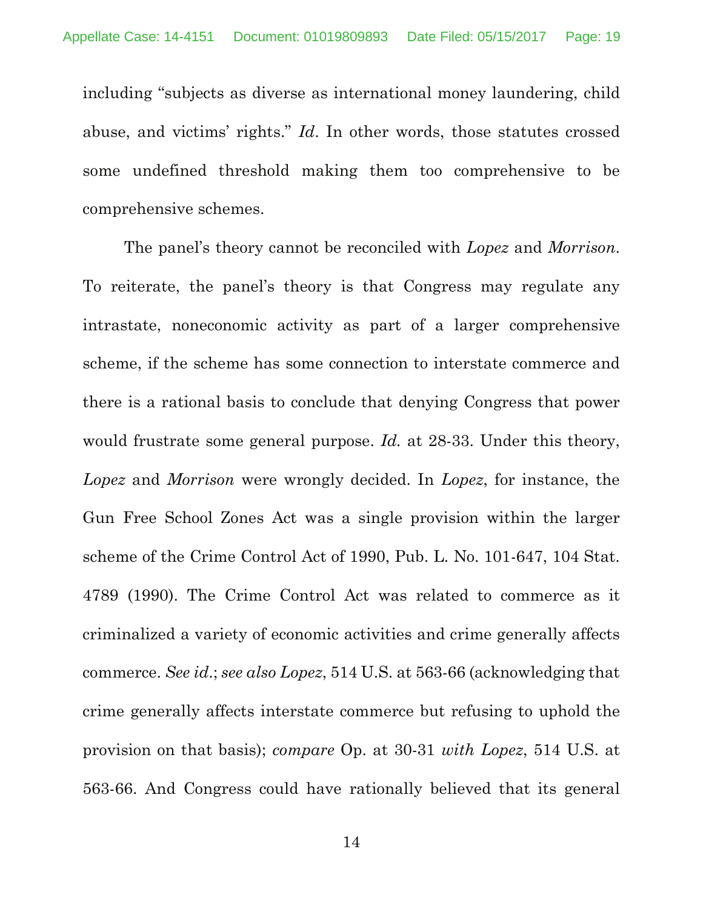including "subjects as diverse as international money laundering, child abuse, and victims' rights." *Id*. In other words, those statutes crossed some undefined threshold making them too comprehensive to be comprehensive schemes.

The panel's theory cannot be reconciled with *Lopez* and *Morrison*. To reiterate, the panel's theory is that Congress may regulate any intrastate, noneconomic activity as part of a larger comprehensive scheme, if the scheme has some connection to interstate commerce and there is a rational basis to conclude that denying Congress that power would frustrate some general purpose. *Id.* at 28-33. Under this theory, *Lopez* and *Morrison* were wrongly decided. In *Lopez*, for instance, the Gun Free School Zones Act was a single provision within the larger scheme of the Crime Control Act of 1990, Pub. L. No. 101-647, 104 Stat. 4789 (1990). The Crime Control Act was related to commerce as it criminalized a variety of economic activities and crime generally affects commerce. *See id.*; *see also Lopez*, 514 U.S. at 563-66 (acknowledging that crime generally affects interstate commerce but refusing to uphold the provision on that basis); *compare* Op. at 30-31 *with Lopez*, 514 U.S. at 563-66. And Congress could have rationally believed that its general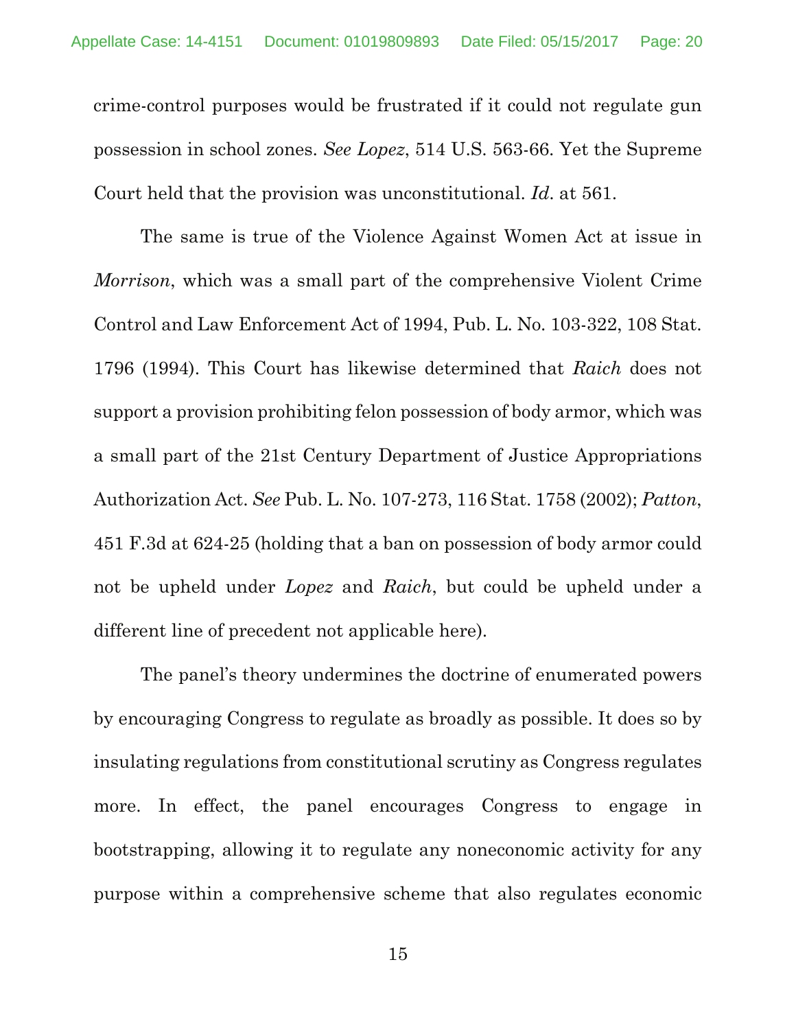crime-control purposes would be frustrated if it could not regulate gun possession in school zones. *See Lopez*, 514 U.S. 563-66. Yet the Supreme Court held that the provision was unconstitutional. *Id*. at 561.

The same is true of the Violence Against Women Act at issue in *Morrison*, which was a small part of the comprehensive Violent Crime Control and Law Enforcement Act of 1994, Pub. L. No. 103-322, 108 Stat. 1796 (1994). This Court has likewise determined that *Raich* does not support a provision prohibiting felon possession of body armor, which was a small part of the 21st Century Department of Justice Appropriations Authorization Act. *See* Pub. L. No. 107-273, 116 Stat. 1758 (2002); *Patton*, 451 F.3d at 624-25 (holding that a ban on possession of body armor could not be upheld under *Lopez* and *Raich*, but could be upheld under a different line of precedent not applicable here).

The panel's theory undermines the doctrine of enumerated powers by encouraging Congress to regulate as broadly as possible. It does so by insulating regulations from constitutional scrutiny as Congress regulates more. In effect, the panel encourages Congress to engage in bootstrapping, allowing it to regulate any noneconomic activity for any purpose within a comprehensive scheme that also regulates economic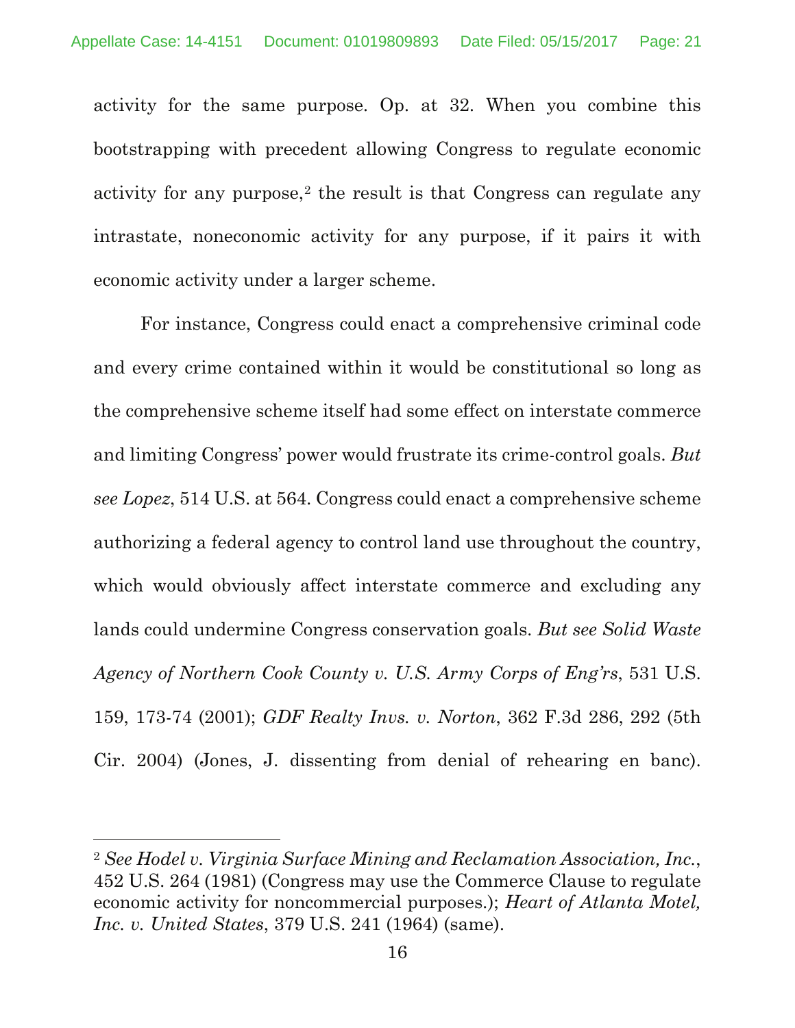activity for the same purpose. Op. at 32. When you combine this bootstrapping with precedent allowing Congress to regulate economic activity for any purpose,[2] the result is that Congress can regulate any intrastate, noneconomic activity for any purpose, if it pairs it with economic activity under a larger scheme.

For instance, Congress could enact a comprehensive criminal code and every crime contained within it would be constitutional so long as the comprehensive scheme itself had some effect on interstate commerce and limiting Congress' power would frustrate its crime-control goals. *But see Lopez*, 514 U.S. at 564. Congress could enact a comprehensive scheme authorizing a federal agency to control land use throughout the country, which would obviously affect interstate commerce and excluding any lands could undermine Congress conservation goals. *But see Solid Waste Agency of Northern Cook County v. U.S. Army Corps of Eng'rs*, 531 U.S. 159, 173-74 (2001); *GDF Realty Invs. v. Norton*, 362 F.3d 286, 292 (5th Cir. 2004) (Jones, J. dissenting from denial of rehearing en banc).

---

[2] *See Hodel v. Virginia Surface Mining and Reclamation Association, Inc.*, 452 U.S. 264 (1981) (Congress may use the Commerce Clause to regulate economic activity for noncommercial purposes.); *Heart of Atlanta Motel, Inc. v. United States*, 379 U.S. 241 (1964) (same).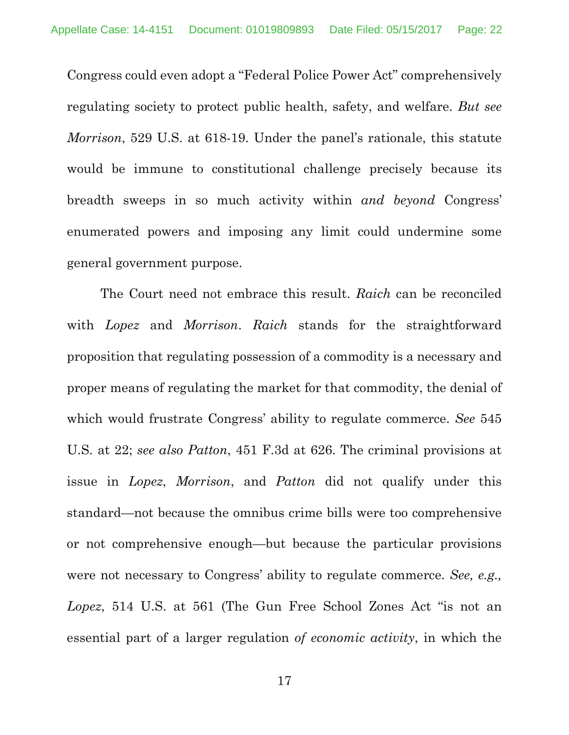Congress could even adopt a "Federal Police Power Act" comprehensively regulating society to protect public health, safety, and welfare. *But see Morrison*, 529 U.S. at 618-19. Under the panel's rationale, this statute would be immune to constitutional challenge precisely because its breadth sweeps in so much activity within *and beyond* Congress' enumerated powers and imposing any limit could undermine some general government purpose.

The Court need not embrace this result. *Raich* can be reconciled with *Lopez* and *Morrison*. *Raich* stands for the straightforward proposition that regulating possession of a commodity is a necessary and proper means of regulating the market for that commodity, the denial of which would frustrate Congress' ability to regulate commerce. *See* 545 U.S. at 22; *see also Patton*, 451 F.3d at 626. The criminal provisions at issue in *Lopez*, *Morrison*, and *Patton* did not qualify under this standard—not because the omnibus crime bills were too comprehensive or not comprehensive enough—but because the particular provisions were not necessary to Congress' ability to regulate commerce. *See, e.g., Lopez*, 514 U.S. at 561 (The Gun Free School Zones Act "is not an essential part of a larger regulation *of economic activity*, in which the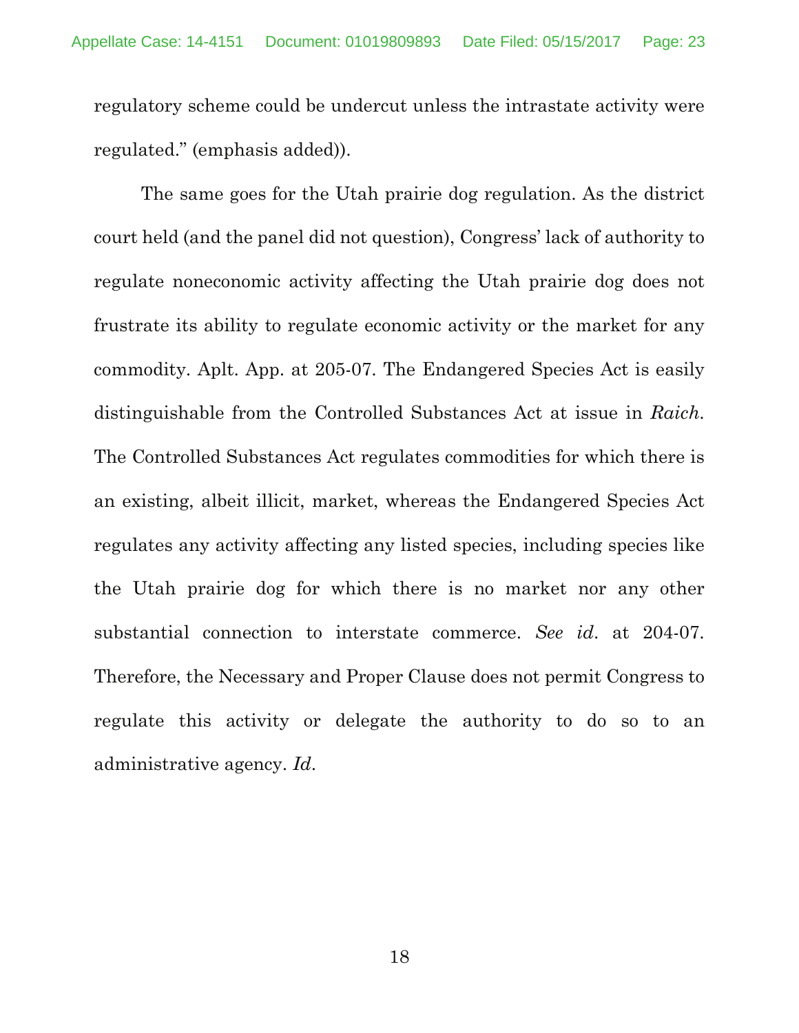regulatory scheme could be undercut unless the intrastate activity were regulated." (emphasis added)).

The same goes for the Utah prairie dog regulation. As the district court held (and the panel did not question), Congress' lack of authority to regulate noneconomic activity affecting the Utah prairie dog does not frustrate its ability to regulate economic activity or the market for any commodity. Aplt. App. at 205-07. The Endangered Species Act is easily distinguishable from the Controlled Substances Act at issue in *Raich*. The Controlled Substances Act regulates commodities for which there is an existing, albeit illicit, market, whereas the Endangered Species Act regulates any activity affecting any listed species, including species like the Utah prairie dog for which there is no market nor any other substantial connection to interstate commerce. *See id*. at 204-07. Therefore, the Necessary and Proper Clause does not permit Congress to regulate this activity or delegate the authority to do so to an administrative agency. *Id*.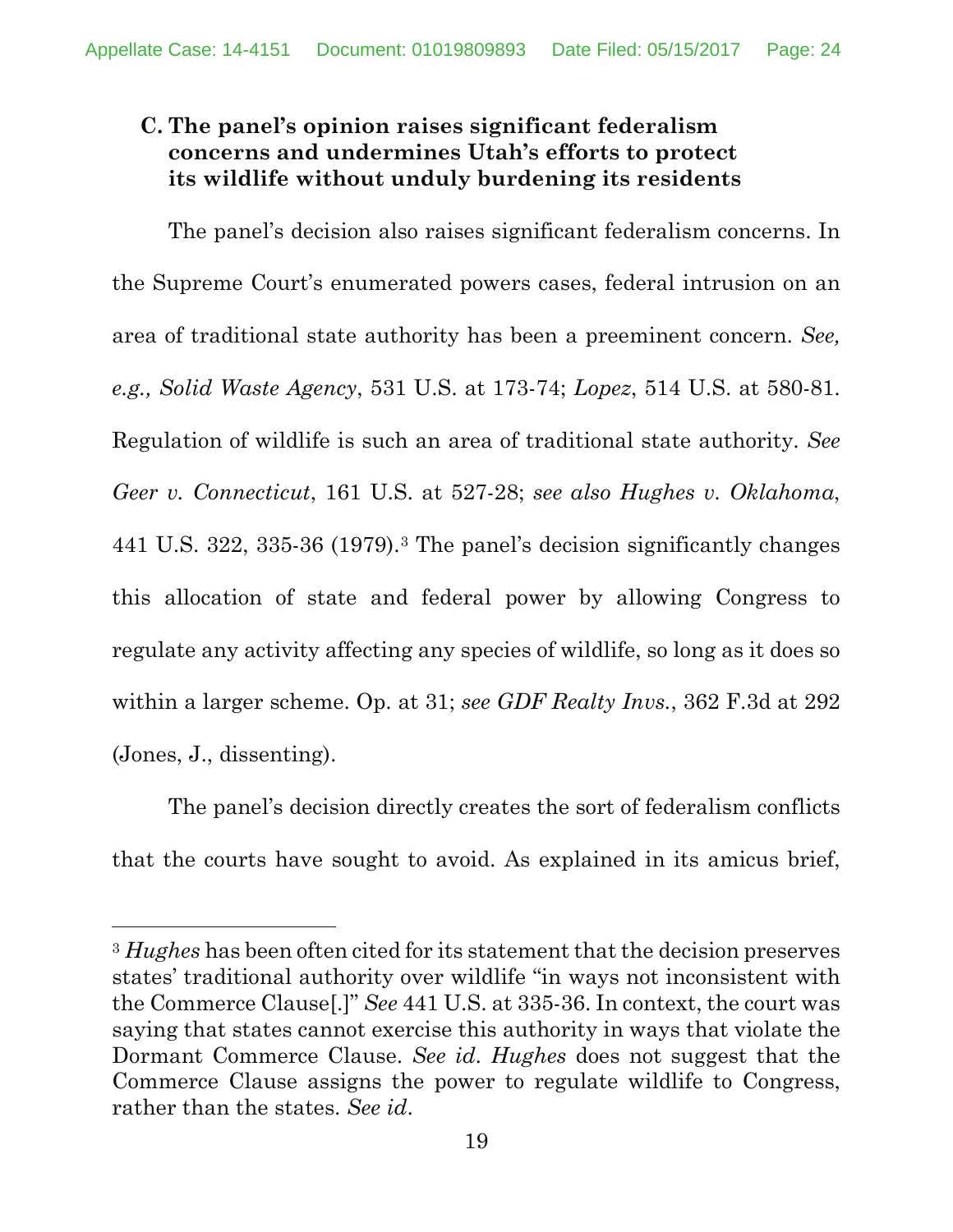### C. The panel's opinion raises significant federalism concerns and undermines Utah's efforts to protect its wildlife without unduly burdening its residents

The panel's decision also raises significant federalism concerns. In the Supreme Court's enumerated powers cases, federal intrusion on an area of traditional state authority has been a preeminent concern. *See, e.g., Solid Waste Agency*, 531 U.S. at 173-74; *Lopez*, 514 U.S. at 580-81. Regulation of wildlife is such an area of traditional state authority. *See Geer v. Connecticut*, 161 U.S. at 527-28; *see also Hughes v. Oklahoma*, 441 U.S. 322, 335-36 (1979).[3] The panel's decision significantly changes this allocation of state and federal power by allowing Congress to regulate any activity affecting any species of wildlife, so long as it does so within a larger scheme. Op. at 31; *see GDF Realty Invs.*, 362 F.3d at 292 (Jones, J., dissenting).

The panel's decision directly creates the sort of federalism conflicts that the courts have sought to avoid. As explained in its amicus brief,

---

[3] *Hughes* has been often cited for its statement that the decision preserves states' traditional authority over wildlife "in ways not inconsistent with the Commerce Clause[.]" *See* 441 U.S. at 335-36. In context, the court was saying that states cannot exercise this authority in ways that violate the Dormant Commerce Clause. *See id*. *Hughes* does not suggest that the Commerce Clause assigns the power to regulate wildlife to Congress, rather than the states. *See id*.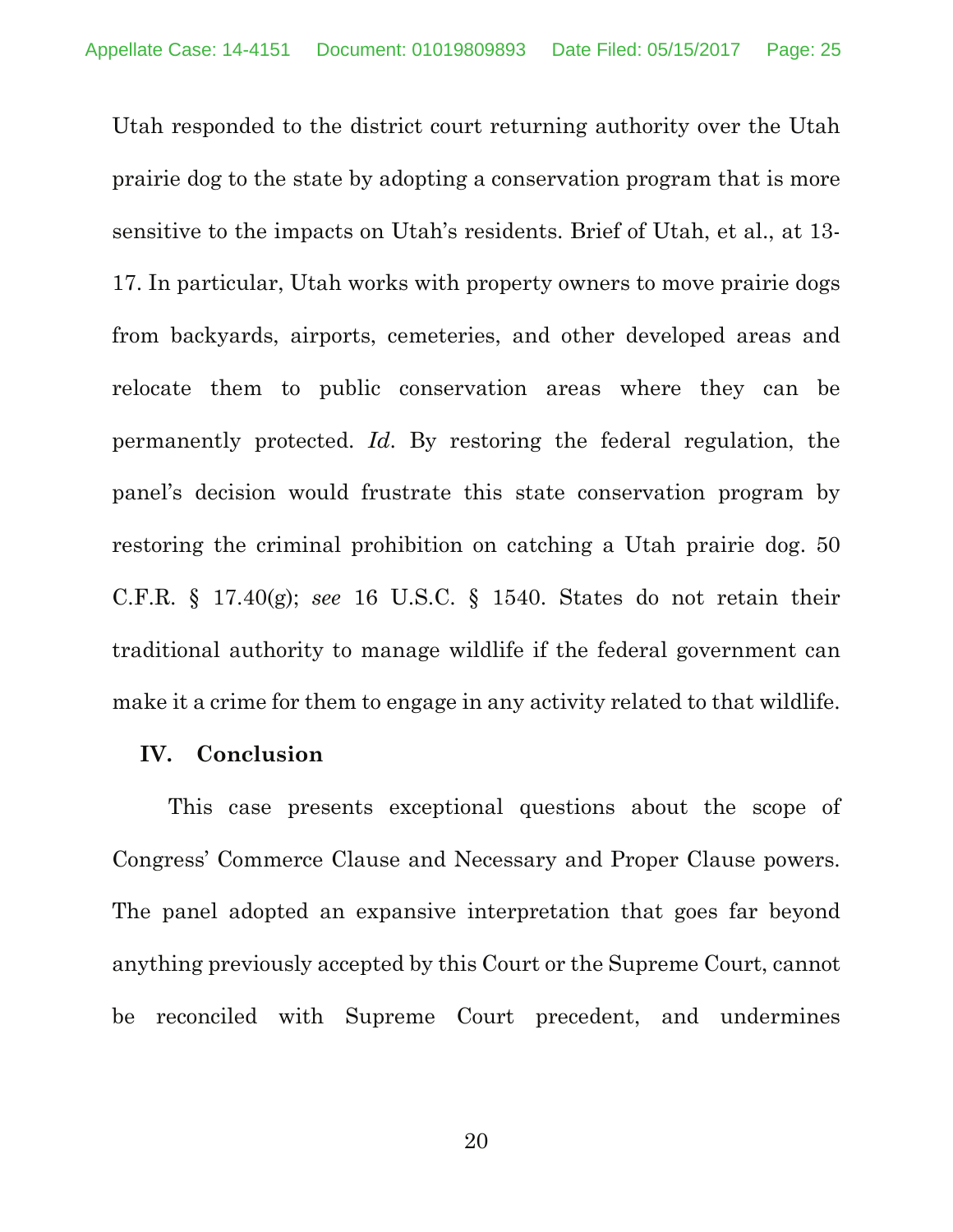Utah responded to the district court returning authority over the Utah prairie dog to the state by adopting a conservation program that is more sensitive to the impacts on Utah's residents. Brief of Utah, et al., at 13-17. In particular, Utah works with property owners to move prairie dogs from backyards, airports, cemeteries, and other developed areas and relocate them to public conservation areas where they can be permanently protected. *Id.* By restoring the federal regulation, the panel's decision would frustrate this state conservation program by restoring the criminal prohibition on catching a Utah prairie dog. 50 C.F.R. § 17.40(g); *see* 16 U.S.C. § 1540. States do not retain their traditional authority to manage wildlife if the federal government can make it a crime for them to engage in any activity related to that wildlife.

## IV. Conclusion

This case presents exceptional questions about the scope of Congress' Commerce Clause and Necessary and Proper Clause powers. The panel adopted an expansive interpretation that goes far beyond anything previously accepted by this Court or the Supreme Court, cannot be reconciled with Supreme Court precedent, and undermines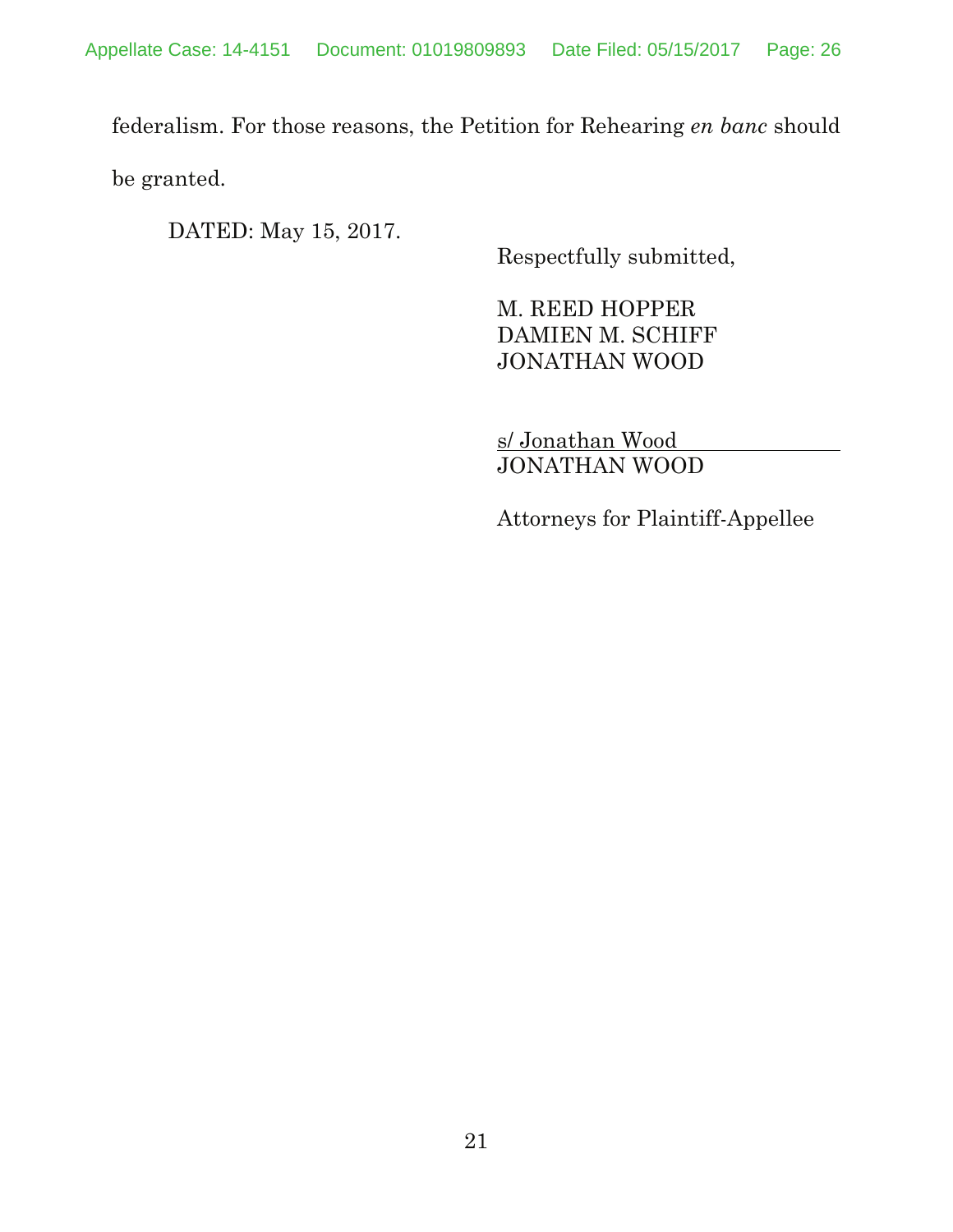federalism. For those reasons, the Petition for Rehearing *en banc* should be granted.

DATED: May 15, 2017.

Respectfully submitted,

M. REED HOPPER
DAMIEN M. SCHIFF
JONATHAN WOOD

s/ Jonathan Wood
JONATHAN WOOD

Attorneys for Plaintiff-Appellee